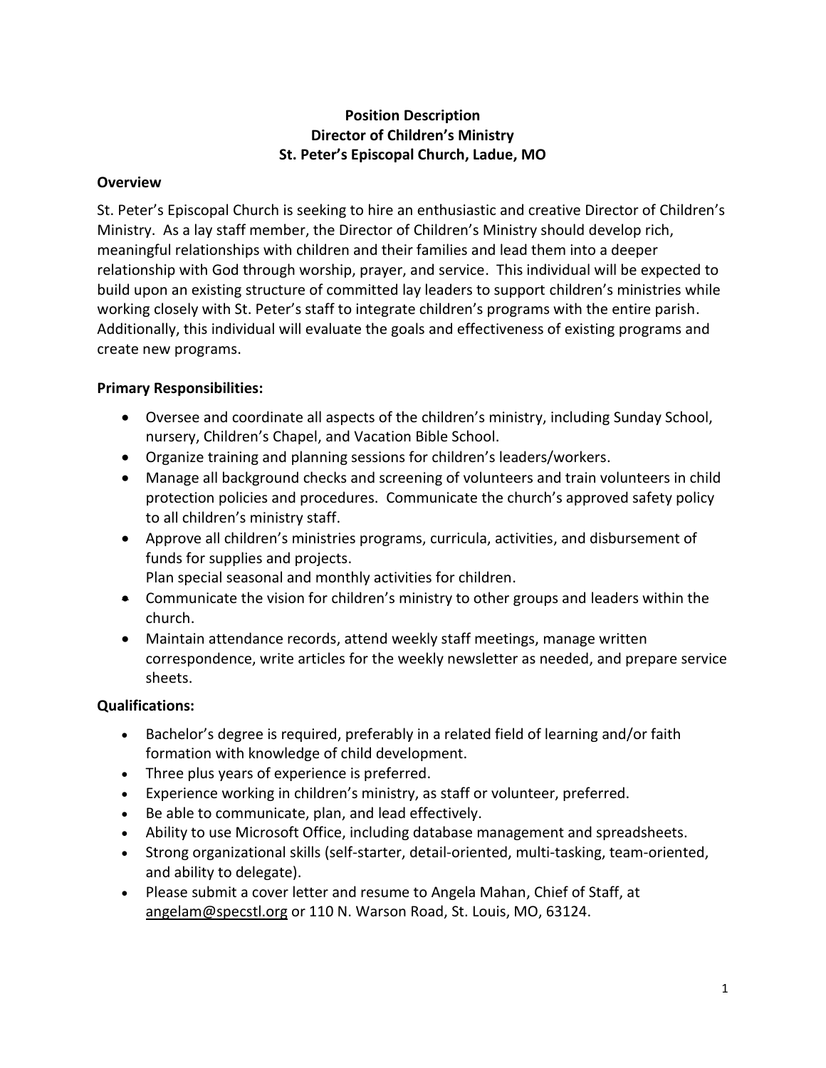**Position Description**
**Director of Children's Ministry**
**St. Peter's Episcopal Church, Ladue, MO**

**Overview**

St. Peter's Episcopal Church is seeking to hire an enthusiastic and creative Director of Children's Ministry. As a lay staff member, the Director of Children's Ministry should develop rich, meaningful relationships with children and their families and lead them into a deeper relationship with God through worship, prayer, and service. This individual will be expected to build upon an existing structure of committed lay leaders to support children's ministries while working closely with St. Peter's staff to integrate children's programs with the entire parish. Additionally, this individual will evaluate the goals and effectiveness of existing programs and create new programs.

**Primary Responsibilities:**

- Oversee and coordinate all aspects of the children's ministry, including Sunday School, nursery, Children's Chapel, and Vacation Bible School.
- Organize training and planning sessions for children's leaders/workers.
- Manage all background checks and screening of volunteers and train volunteers in child protection policies and procedures. Communicate the church's approved safety policy to all children's ministry staff.
- Approve all children's ministries programs, curricula, activities, and disbursement of funds for supplies and projects.
  Plan special seasonal and monthly activities for children.
- Communicate the vision for children's ministry to other groups and leaders within the church.
- Maintain attendance records, attend weekly staff meetings, manage written correspondence, write articles for the weekly newsletter as needed, and prepare service sheets.

**Qualifications:**

- Bachelor's degree is required, preferably in a related field of learning and/or faith formation with knowledge of child development.
- Three plus years of experience is preferred.
- Experience working in children's ministry, as staff or volunteer, preferred.
- Be able to communicate, plan, and lead effectively.
- Ability to use Microsoft Office, including database management and spreadsheets.
- Strong organizational skills (self-starter, detail-oriented, multi-tasking, team-oriented, and ability to delegate).
- Please submit a cover letter and resume to Angela Mahan, Chief of Staff, at angelam@specstl.org or 110 N. Warson Road, St. Louis, MO, 63124.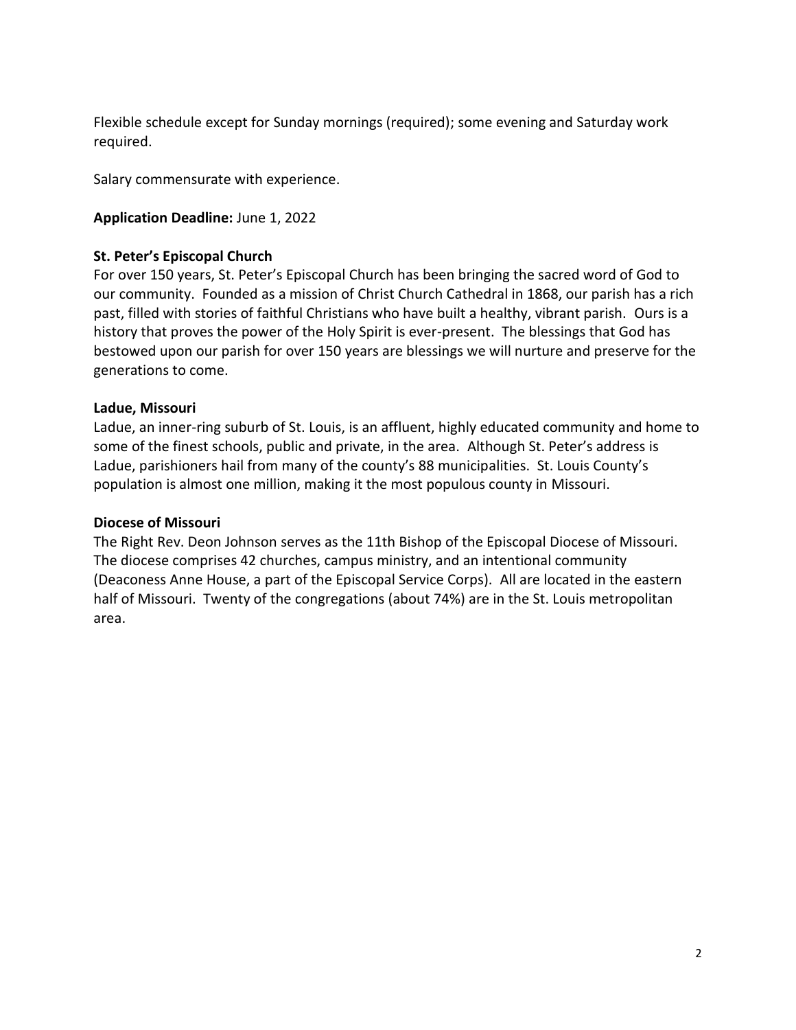Flexible schedule except for Sunday mornings (required); some evening and Saturday work required.

Salary commensurate with experience.

**Application Deadline:** June 1, 2022

**St. Peter's Episcopal Church**
For over 150 years, St. Peter's Episcopal Church has been bringing the sacred word of God to our community. Founded as a mission of Christ Church Cathedral in 1868, our parish has a rich past, filled with stories of faithful Christians who have built a healthy, vibrant parish. Ours is a history that proves the power of the Holy Spirit is ever-present. The blessings that God has bestowed upon our parish for over 150 years are blessings we will nurture and preserve for the generations to come.

**Ladue, Missouri**
Ladue, an inner-ring suburb of St. Louis, is an affluent, highly educated community and home to some of the finest schools, public and private, in the area. Although St. Peter's address is Ladue, parishioners hail from many of the county's 88 municipalities. St. Louis County's population is almost one million, making it the most populous county in Missouri.

**Diocese of Missouri**
The Right Rev. Deon Johnson serves as the 11th Bishop of the Episcopal Diocese of Missouri. The diocese comprises 42 churches, campus ministry, and an intentional community (Deaconess Anne House, a part of the Episcopal Service Corps). All are located in the eastern half of Missouri. Twenty of the congregations (about 74%) are in the St. Louis metropolitan area.